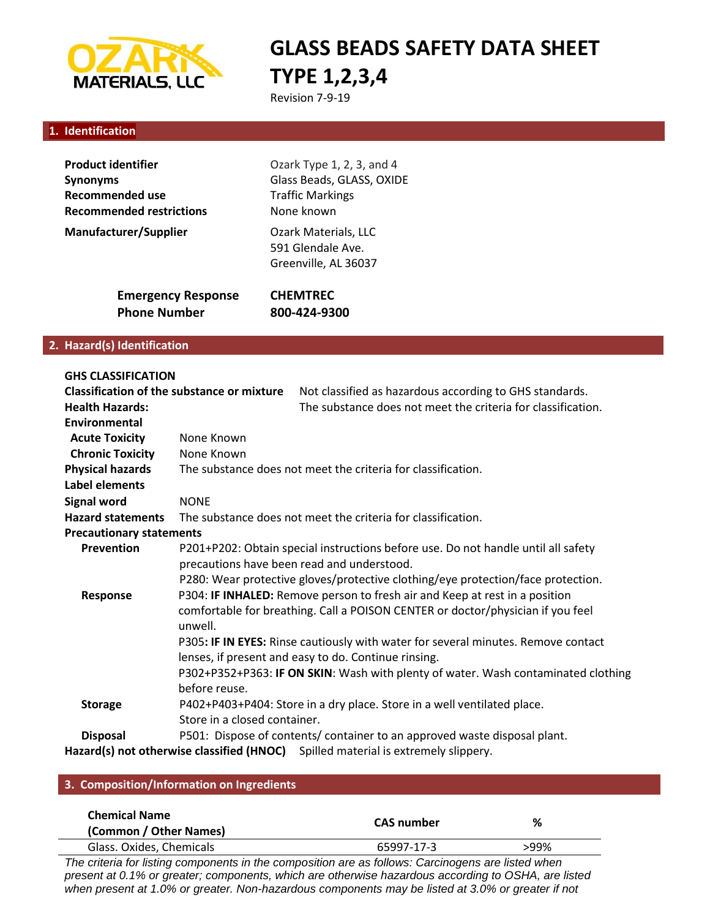OZARK MATERIALS, LLC

# GLASS BEADS SAFETY DATA SHEET TYPE 1,2,3,4

Revision 7-9-19

## 1. Identification

| | |
|---|---|
| **Product identifier** | Ozark Type 1, 2, 3, and 4 |
| **Synonyms** | Glass Beads, GLASS, OXIDE |
| **Recommended use** | Traffic Markings |
| **Recommended restrictions** | None known |
| **Manufacturer/Supplier** | Ozark Materials, LLC<br>591 Glendale Ave.<br>Greenville, AL 36037 |

**Emergency Response Phone Number** **CHEMTREC 800-424-9300**

## 2. Hazard(s) Identification

**GHS CLASSIFICATION**

**Classification of the substance or mixture** Not classified as hazardous according to GHS standards.

**Health Hazards:** The substance does not meet the criteria for classification.

**Environmental**

**Acute Toxicity** None Known

**Chronic Toxicity** None Known

**Physical hazards** The substance does not meet the criteria for classification.

**Label elements**

**Signal word** NONE

**Hazard statements** The substance does not meet the criteria for classification.

**Precautionary statements**

**Prevention** P201+P202: Obtain special instructions before use. Do not handle until all safety precautions have been read and understood.
P280: Wear protective gloves/protective clothing/eye protection/face protection.

**Response** P304: **IF INHALED:** Remove person to fresh air and Keep at rest in a position comfortable for breathing. Call a POISON CENTER or doctor/physician if you feel unwell.
P305**: IF IN EYES:** Rinse cautiously with water for several minutes. Remove contact lenses, if present and easy to do. Continue rinsing.
P302+P352+P363: **IF ON SKIN**: Wash with plenty of water. Wash contaminated clothing before reuse.

**Storage** P402+P403+P404: Store in a dry place. Store in a well ventilated place.
Store in a closed container.

**Disposal** P501: Dispose of contents/ container to an approved waste disposal plant.

**Hazard(s) not otherwise classified (HNOC)** Spilled material is extremely slippery.

## 3. Composition/Information on Ingredients

| Chemical Name (Common / Other Names) | CAS number | % |
|---|---|---|
| Glass. Oxides, Chemicals | 65997-17-3 | >99% |

*The criteria for listing components in the composition are as follows: Carcinogens are listed when present at 0.1% or greater; components, which are otherwise hazardous according to OSHA, are listed when present at 1.0% or greater. Non-hazardous components may be listed at 3.0% or greater if not*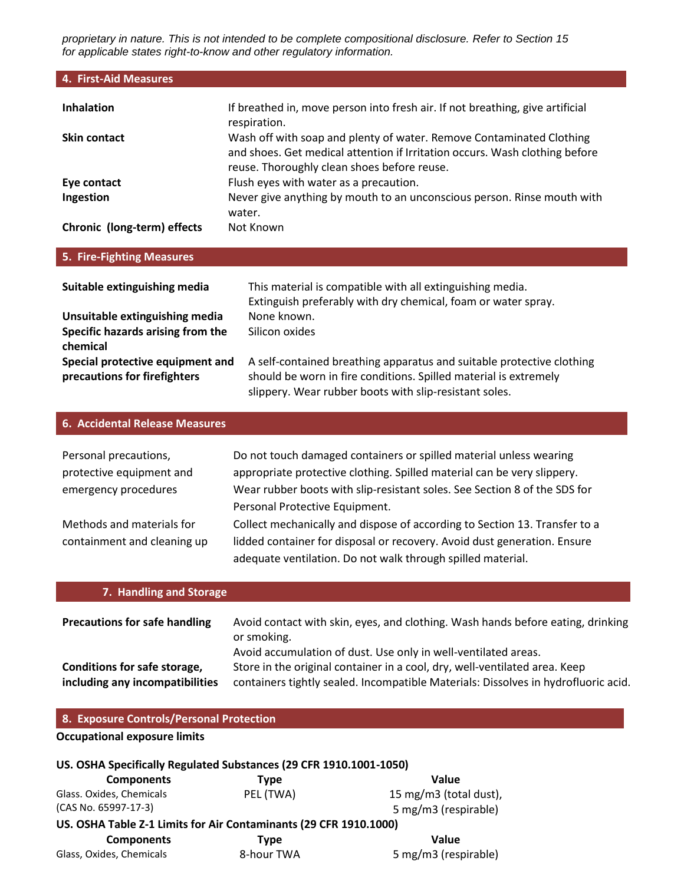*proprietary in nature. This is not intended to be complete compositional disclosure. Refer to Section 15 for applicable states right-to-know and other regulatory information.*

## 4. First-Aid Measures

| | |
|---|---|
| **Inhalation** | If breathed in, move person into fresh air. If not breathing, give artificial respiration. |
| **Skin contact** | Wash off with soap and plenty of water. Remove Contaminated Clothing and shoes. Get medical attention if Irritation occurs. Wash clothing before reuse. Thoroughly clean shoes before reuse. |
| **Eye contact** | Flush eyes with water as a precaution. |
| **Ingestion** | Never give anything by mouth to an unconscious person. Rinse mouth with water. |
| **Chronic (long-term) effects** | Not Known |

## 5. Fire-Fighting Measures

| | |
|---|---|
| **Suitable extinguishing media** | This material is compatible with all extinguishing media. Extinguish preferably with dry chemical, foam or water spray. |
| **Unsuitable extinguishing media** | None known. |
| **Specific hazards arising from the chemical** | Silicon oxides |
| **Special protective equipment and precautions for firefighters** | A self-contained breathing apparatus and suitable protective clothing should be worn in fire conditions. Spilled material is extremely slippery. Wear rubber boots with slip-resistant soles. |

## 6. Accidental Release Measures

| | |
|---|---|
| Personal precautions, protective equipment and emergency procedures | Do not touch damaged containers or spilled material unless wearing appropriate protective clothing. Spilled material can be very slippery. Wear rubber boots with slip-resistant soles. See Section 8 of the SDS for Personal Protective Equipment. |
| Methods and materials for containment and cleaning up | Collect mechanically and dispose of according to Section 13. Transfer to a lidded container for disposal or recovery. Avoid dust generation. Ensure adequate ventilation. Do not walk through spilled material. |

## 7. Handling and Storage

| | |
|---|---|
| **Precautions for safe handling** | Avoid contact with skin, eyes, and clothing. Wash hands before eating, drinking or smoking. Avoid accumulation of dust. Use only in well-ventilated areas. |
| **Conditions for safe storage, including any incompatibilities** | Store in the original container in a cool, dry, well-ventilated area. Keep containers tightly sealed. Incompatible Materials: Dissolves in hydrofluoric acid. |

## 8. Exposure Controls/Personal Protection

**Occupational exposure limits**

**US. OSHA Specifically Regulated Substances (29 CFR 1910.1001-1050)**

| Components | Type | Value |
|---|---|---|
| Glass. Oxides, Chemicals (CAS No. 65997-17-3) | PEL (TWA) | 15 mg/m3 (total dust), 5 mg/m3 (respirable) |

**US. OSHA Table Z-1 Limits for Air Contaminants (29 CFR 1910.1000)**

| Components | Type | Value |
|---|---|---|
| Glass, Oxides, Chemicals | 8-hour TWA | 5 mg/m3 (respirable) |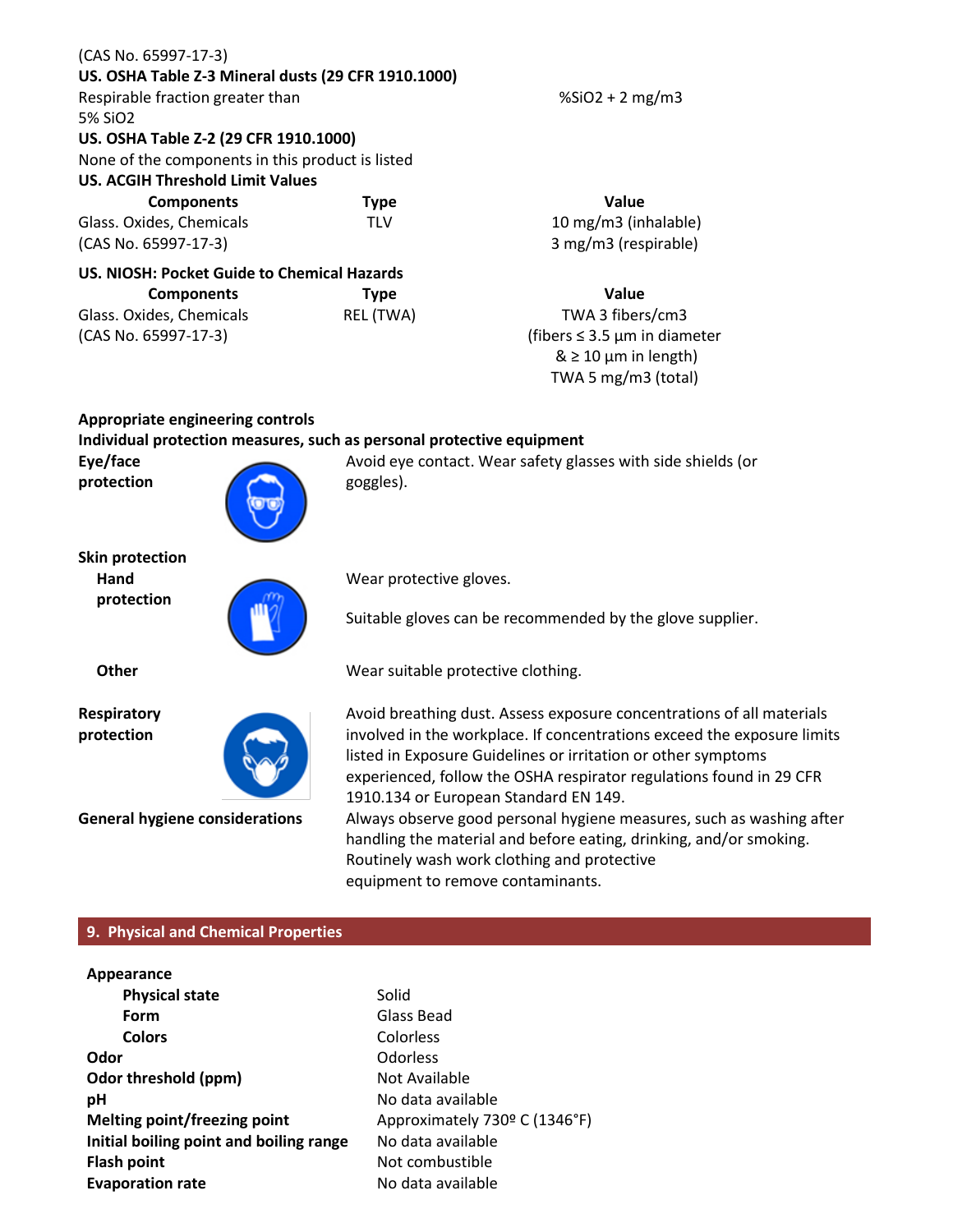(CAS No. 65997-17-3)

**US. OSHA Table Z-3 Mineral dusts (29 CFR 1910.1000)**

| | |
|---|---|
| Respirable fraction greater than 5% SiO2 | %SiO2 + 2 mg/m3 |

**US. OSHA Table Z-2 (29 CFR 1910.1000)**

None of the components in this product is listed

**US. ACGIH Threshold Limit Values**

| Components | Type | Value |
|---|---|---|
| Glass. Oxides, Chemicals (CAS No. 65997-17-3) | TLV | 10 mg/m3 (inhalable)<br>3 mg/m3 (respirable) |

**US. NIOSH: Pocket Guide to Chemical Hazards**

| Components | Type | Value |
|---|---|---|
| Glass. Oxides, Chemicals (CAS No. 65997-17-3) | REL (TWA) | TWA 3 fibers/cm3 (fibers ≤ 3.5 µm in diameter & ≥ 10 µm in length)<br>TWA 5 mg/m3 (total) |

**Appropriate engineering controls**

**Individual protection measures, such as personal protective equipment**

**Eye/face protection**
Avoid eye contact. Wear safety glasses with side shields (or goggles).

**Skin protection**

**Hand protection**
Wear protective gloves.

Suitable gloves can be recommended by the glove supplier.

**Other**
Wear suitable protective clothing.

**Respiratory protection**
Avoid breathing dust. Assess exposure concentrations of all materials involved in the workplace. If concentrations exceed the exposure limits listed in Exposure Guidelines or irritation or other symptoms experienced, follow the OSHA respirator regulations found in 29 CFR 1910.134 or European Standard EN 149.

**General hygiene considerations**
Always observe good personal hygiene measures, such as washing after handling the material and before eating, drinking, and/or smoking. Routinely wash work clothing and protective equipment to remove contaminants.

## 9. Physical and Chemical Properties

| | |
|---|---|
| **Appearance** | |
| **Physical state** | Solid |
| **Form** | Glass Bead |
| **Colors** | Colorless |
| **Odor** | Odorless |
| **Odor threshold (ppm)** | Not Available |
| **pH** | No data available |
| **Melting point/freezing point** | Approximately 730º C (1346°F) |
| **Initial boiling point and boiling range** | No data available |
| **Flash point** | Not combustible |
| **Evaporation rate** | No data available |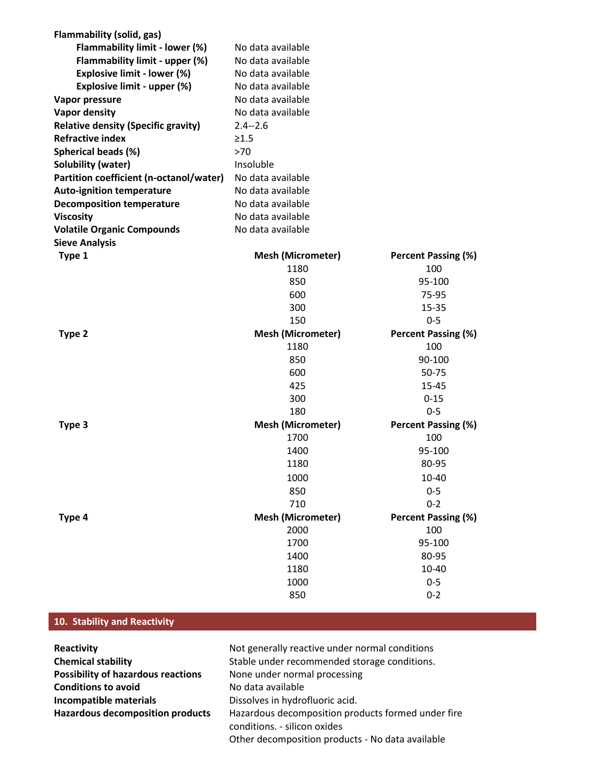| | |
|---|---|
| **Flammability (solid, gas)** | |
| **Flammability limit - lower (%)** | No data available |
| **Flammability limit - upper (%)** | No data available |
| **Explosive limit - lower (%)** | No data available |
| **Explosive limit - upper (%)** | No data available |
| **Vapor pressure** | No data available |
| **Vapor density** | No data available |
| **Relative density (Specific gravity)** | 2.4--2.6 |
| **Refractive index** | ≥1.5 |
| **Spherical beads (%)** | >70 |
| **Solubility (water)** | Insoluble |
| **Partition coefficient (n-octanol/water)** | No data available |
| **Auto-ignition temperature** | No data available |
| **Decomposition temperature** | No data available |
| **Viscosity** | No data available |
| **Volatile Organic Compounds** | No data available |

**Sieve Analysis**

| Type | Mesh (Micrometer) | Percent Passing (%) |
|---|---|---|
| **Type 1** | 1180 | 100 |
| | 850 | 95-100 |
| | 600 | 75-95 |
| | 300 | 15-35 |
| | 150 | 0-5 |
| **Type 2** | 1180 | 100 |
| | 850 | 90-100 |
| | 600 | 50-75 |
| | 425 | 15-45 |
| | 300 | 0-15 |
| | 180 | 0-5 |
| **Type 3** | 1700 | 100 |
| | 1400 | 95-100 |
| | 1180 | 80-95 |
| | 1000 | 10-40 |
| | 850 | 0-5 |
| | 710 | 0-2 |
| **Type 4** | 2000 | 100 |
| | 1700 | 95-100 |
| | 1400 | 80-95 |
| | 1180 | 10-40 |
| | 1000 | 0-5 |
| | 850 | 0-2 |

## 10. Stability and Reactivity

| | |
|---|---|
| **Reactivity** | Not generally reactive under normal conditions |
| **Chemical stability** | Stable under recommended storage conditions. |
| **Possibility of hazardous reactions** | None under normal processing |
| **Conditions to avoid** | No data available |
| **Incompatible materials** | Dissolves in hydrofluoric acid. |
| **Hazardous decomposition products** | Hazardous decomposition products formed under fire conditions. - silicon oxides<br>Other decomposition products - No data available |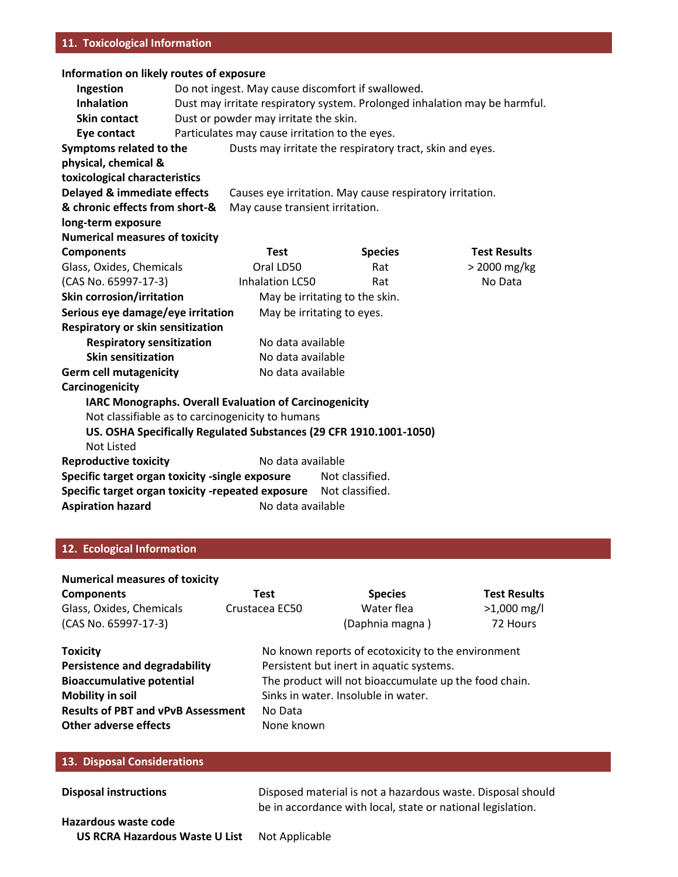## 11. Toxicological Information

**Information on likely routes of exposure**

| | |
|---|---|
| **Ingestion** | Do not ingest. May cause discomfort if swallowed. |
| **Inhalation** | Dust may irritate respiratory system. Prolonged inhalation may be harmful. |
| **Skin contact** | Dust or powder may irritate the skin. |
| **Eye contact** | Particulates may cause irritation to the eyes. |

**Symptoms related to the physical, chemical & toxicological characteristics** Dusts may irritate the respiratory tract, skin and eyes.

**Delayed & immediate effects & chronic effects from short-& long-term exposure** Causes eye irritation. May cause respiratory irritation. May cause transient irritation.

**Numerical measures of toxicity**

| **Components** | **Test** | **Species** | **Test Results** |
|---|---|---|---|
| Glass, Oxides, Chemicals (CAS No. 65997-17-3) | Oral LD50 | Rat | > 2000 mg/kg |
| | Inhalation LC50 | Rat | No Data |

**Skin corrosion/irritation** May be irritating to the skin.

**Serious eye damage/eye irritation** May be irritating to eyes.

**Respiratory or skin sensitization**

- **Respiratory sensitization** No data available
- **Skin sensitization** No data available

**Germ cell mutagenicity** No data available

**Carcinogenicity**

**IARC Monographs. Overall Evaluation of Carcinogenicity**

Not classifiable as to carcinogenicity to humans

**US. OSHA Specifically Regulated Substances (29 CFR 1910.1001-1050)**

Not Listed

**Reproductive toxicity** No data available

**Specific target organ toxicity -single exposure** Not classified.

**Specific target organ toxicity -repeated exposure** Not classified.

**Aspiration hazard** No data available

## 12. Ecological Information

**Numerical measures of toxicity**

| **Components** | **Test** | **Species** | **Test Results** |
|---|---|---|---|
| Glass, Oxides, Chemicals (CAS No. 65997-17-3) | Crustacea EC50 | Water flea (Daphnia magna ) | >1,000 mg/l 72 Hours |

| | |
|---|---|
| **Toxicity** | No known reports of ecotoxicity to the environment |
| **Persistence and degradability** | Persistent but inert in aquatic systems. |
| **Bioaccumulative potential** | The product will not bioaccumulate up the food chain. |
| **Mobility in soil** | Sinks in water. Insoluble in water. |
| **Results of PBT and vPvB Assessment** | No Data |
| **Other adverse effects** | None known |

## 13. Disposal Considerations

**Disposal instructions** Disposed material is not a hazardous waste. Disposal should be in accordance with local, state or national legislation.

**Hazardous waste code**

**US RCRA Hazardous Waste U List** Not Applicable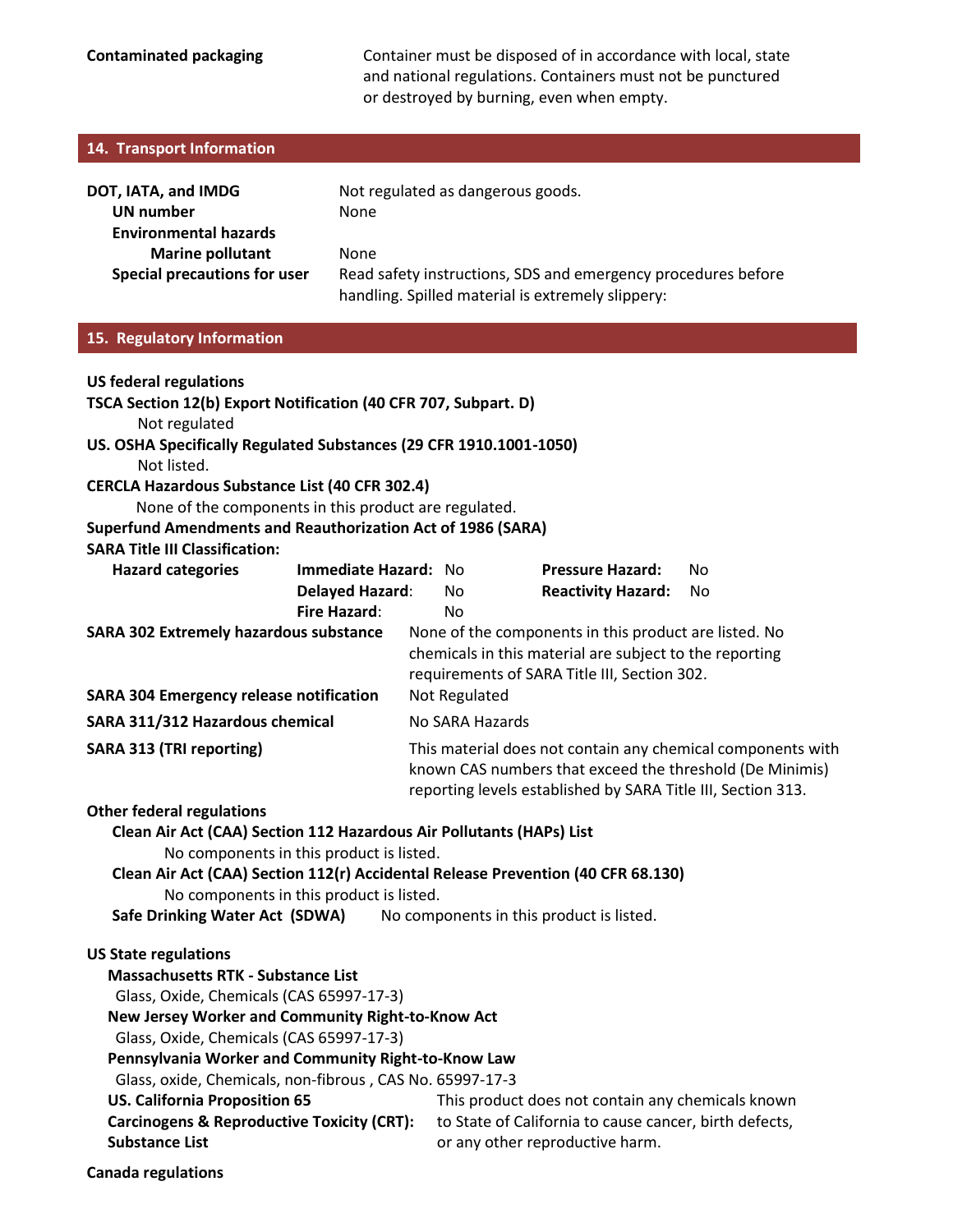**Contaminated packaging** Container must be disposed of in accordance with local, state and national regulations. Containers must not be punctured or destroyed by burning, even when empty.

## 14. Transport Information

**DOT, IATA, and IMDG** Not regulated as dangerous goods.

**UN number** None

**Environmental hazards**

**Marine pollutant** None

**Special precautions for user** Read safety instructions, SDS and emergency procedures before handling. Spilled material is extremely slippery:

## 15. Regulatory Information

**US federal regulations**

**TSCA Section 12(b) Export Notification (40 CFR 707, Subpart. D)**

Not regulated

**US. OSHA Specifically Regulated Substances (29 CFR 1910.1001-1050)**

Not listed.

**CERCLA Hazardous Substance List (40 CFR 302.4)**

None of the components in this product are regulated.

**Superfund Amendments and Reauthorization Act of 1986 (SARA)**

**SARA Title III Classification:**

| Hazard categories | | | | |
|---|---|---|---|---|
| | **Immediate Hazard:** | No | **Pressure Hazard:** | No |
| | **Delayed Hazard:** | No | **Reactivity Hazard:** | No |
| | **Fire Hazard:** | No | | |

**SARA 302 Extremely hazardous substance** None of the components in this product are listed. No chemicals in this material are subject to the reporting requirements of SARA Title III, Section 302.

**SARA 304 Emergency release notification** Not Regulated

**SARA 311/312 Hazardous chemical** No SARA Hazards

**SARA 313 (TRI reporting)** This material does not contain any chemical components with known CAS numbers that exceed the threshold (De Minimis) reporting levels established by SARA Title III, Section 313.

**Other federal regulations**

**Clean Air Act (CAA) Section 112 Hazardous Air Pollutants (HAPs) List**

No components in this product is listed.

**Clean Air Act (CAA) Section 112(r) Accidental Release Prevention (40 CFR 68.130)**

No components in this product is listed.

**Safe Drinking Water Act (SDWA)** No components in this product is listed.

**US State regulations**

**Massachusetts RTK - Substance List**

Glass, Oxide, Chemicals (CAS 65997-17-3)

**New Jersey Worker and Community Right-to-Know Act**

Glass, Oxide, Chemicals (CAS 65997-17-3)

**Pennsylvania Worker and Community Right-to-Know Law**

Glass, oxide, Chemicals, non-fibrous , CAS No. 65997-17-3

**US. California Proposition 65 Carcinogens & Reproductive Toxicity (CRT): Substance List** This product does not contain any chemicals known to State of California to cause cancer, birth defects, or any other reproductive harm.

**Canada regulations**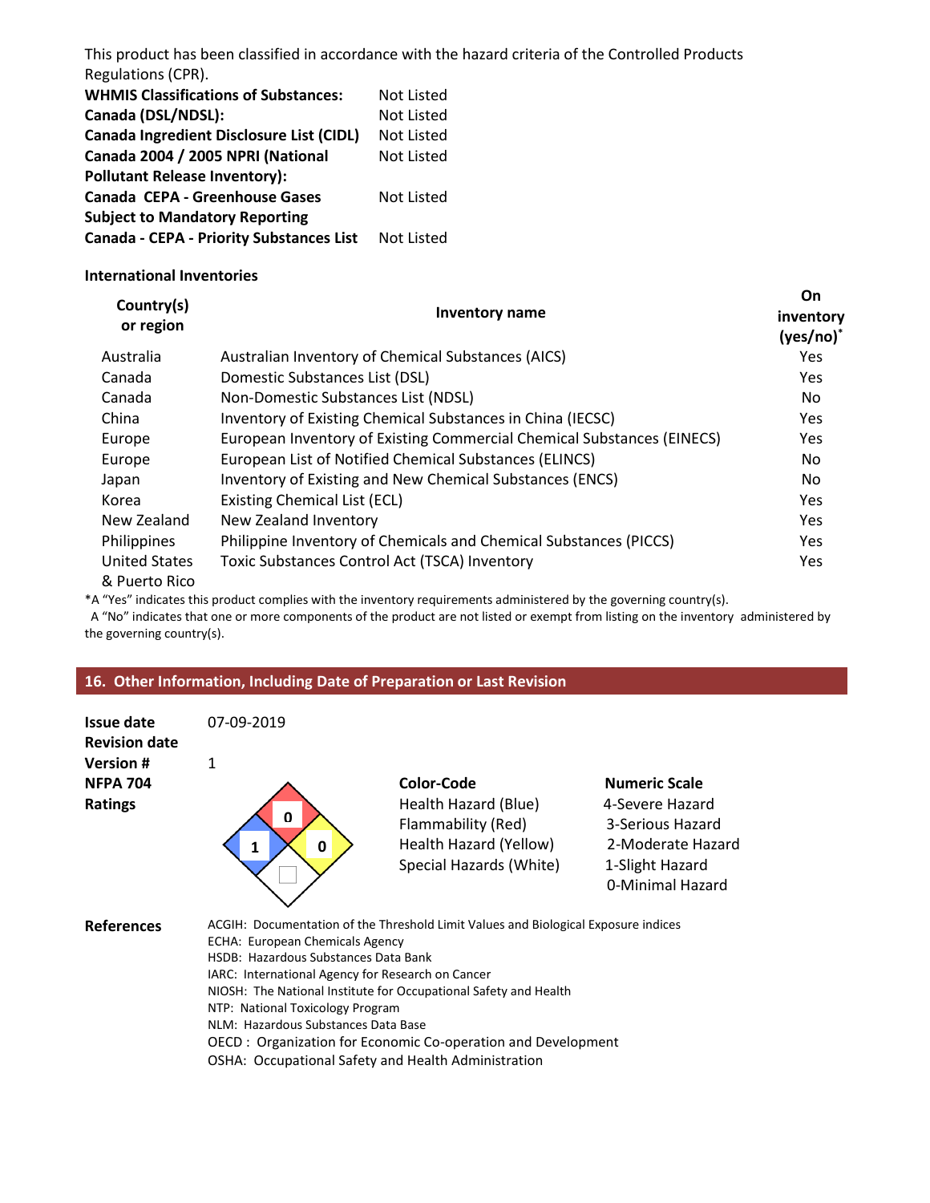This product has been classified in accordance with the hazard criteria of the Controlled Products Regulations (CPR).

| | |
|---|---|
| **WHMIS Classifications of Substances:** | Not Listed |
| **Canada (DSL/NDSL):** | Not Listed |
| **Canada Ingredient Disclosure List (CIDL)** | Not Listed |
| **Canada 2004 / 2005 NPRI (National Pollutant Release Inventory):** | Not Listed |
| **Canada CEPA - Greenhouse Gases Subject to Mandatory Reporting** | Not Listed |
| **Canada - CEPA - Priority Substances List** | Not Listed |

**International Inventories**

| Country(s) or region | Inventory name | On inventory (yes/no)* |
|---|---|---|
| Australia | Australian Inventory of Chemical Substances (AICS) | Yes |
| Canada | Domestic Substances List (DSL) | Yes |
| Canada | Non-Domestic Substances List (NDSL) | No |
| China | Inventory of Existing Chemical Substances in China (IECSC) | Yes |
| Europe | European Inventory of Existing Commercial Chemical Substances (EINECS) | Yes |
| Europe | European List of Notified Chemical Substances (ELINCS) | No |
| Japan | Inventory of Existing and New Chemical Substances (ENCS) | No |
| Korea | Existing Chemical List (ECL) | Yes |
| New Zealand | New Zealand Inventory | Yes |
| Philippines | Philippine Inventory of Chemicals and Chemical Substances (PICCS) | Yes |
| United States & Puerto Rico | Toxic Substances Control Act (TSCA) Inventory | Yes |

*A "Yes" indicates this product complies with the inventory requirements administered by the governing country(s).
A "No" indicates that one or more components of the product are not listed or exempt from listing on the inventory administered by the governing country(s).

## 16. Other Information, Including Date of Preparation or Last Revision

**Issue date** 07-09-2019

**Revision date**

**Version #** 1

**NFPA 704 Ratings**

Health: 1 (Blue), Flammability: 0 (Red), Instability: 0 (Yellow), Special Hazards (White): (blank)

| Color-Code | Numeric Scale |
|---|---|
| Health Hazard (Blue) | 4-Severe Hazard |
| Flammability (Red) | 3-Serious Hazard |
| Health Hazard (Yellow) | 2-Moderate Hazard |
| Special Hazards (White) | 1-Slight Hazard |
| | 0-Minimal Hazard |

**References**

ACGIH: Documentation of the Threshold Limit Values and Biological Exposure indices
ECHA: European Chemicals Agency
HSDB: Hazardous Substances Data Bank
IARC: International Agency for Research on Cancer
NIOSH: The National Institute for Occupational Safety and Health
NTP: National Toxicology Program
NLM: Hazardous Substances Data Base
OECD : Organization for Economic Co-operation and Development
OSHA: Occupational Safety and Health Administration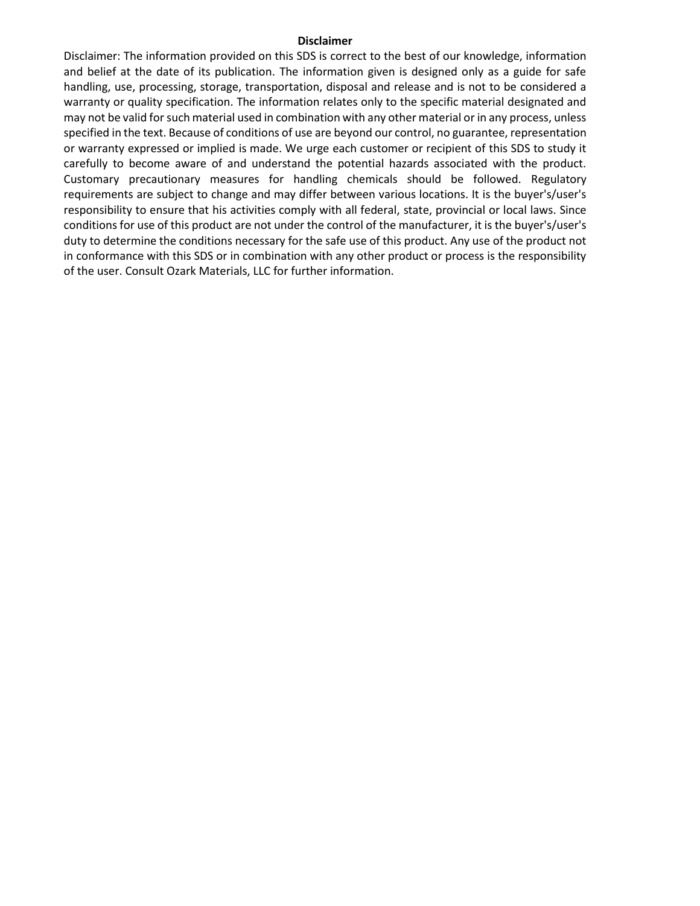## Disclaimer

Disclaimer: The information provided on this SDS is correct to the best of our knowledge, information and belief at the date of its publication. The information given is designed only as a guide for safe handling, use, processing, storage, transportation, disposal and release and is not to be considered a warranty or quality specification. The information relates only to the specific material designated and may not be valid for such material used in combination with any other material or in any process, unless specified in the text. Because of conditions of use are beyond our control, no guarantee, representation or warranty expressed or implied is made. We urge each customer or recipient of this SDS to study it carefully to become aware of and understand the potential hazards associated with the product. Customary precautionary measures for handling chemicals should be followed. Regulatory requirements are subject to change and may differ between various locations. It is the buyer's/user's responsibility to ensure that his activities comply with all federal, state, provincial or local laws. Since conditions for use of this product are not under the control of the manufacturer, it is the buyer's/user's duty to determine the conditions necessary for the safe use of this product. Any use of the product not in conformance with this SDS or in combination with any other product or process is the responsibility of the user. Consult Ozark Materials, LLC for further information.